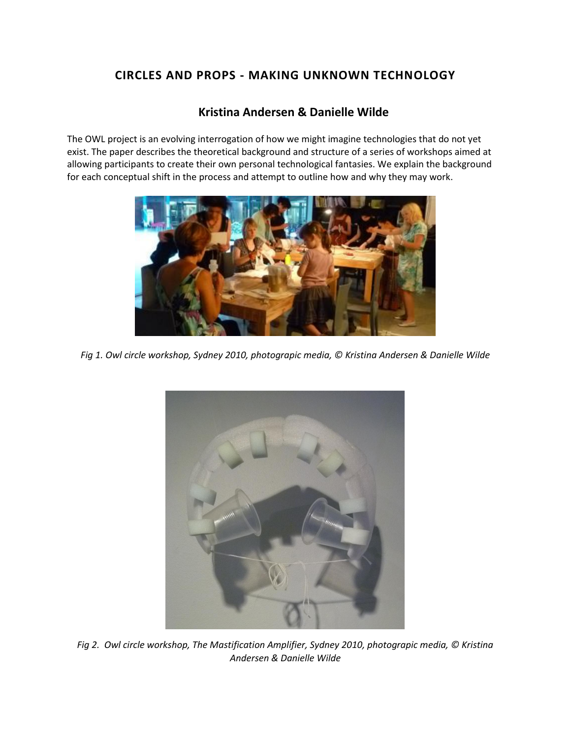# CIRCLES AND PROPS - MAKING UNKNOWN TECHNOLOGY

## Kristina Andersen & Danielle Wilde

The OWL project is an evolving interrogation of how we might imagine technologies that do not yet exist. The paper describes the theoretical background and structure of a series of workshops aimed at allowing participants to create their own personal technological fantasies. We explain the background for each conceptual shift in the process and attempt to outline how and why they may work.

*Fig 1. Owl circle workshop, Sydney 2010, photograpic media, © Kristina Andersen & Danielle Wilde*

*Fig 2. Owl circle workshop, The Mastification Amplifier, Sydney 2010, photograpic media, © Kristina Andersen & Danielle Wilde*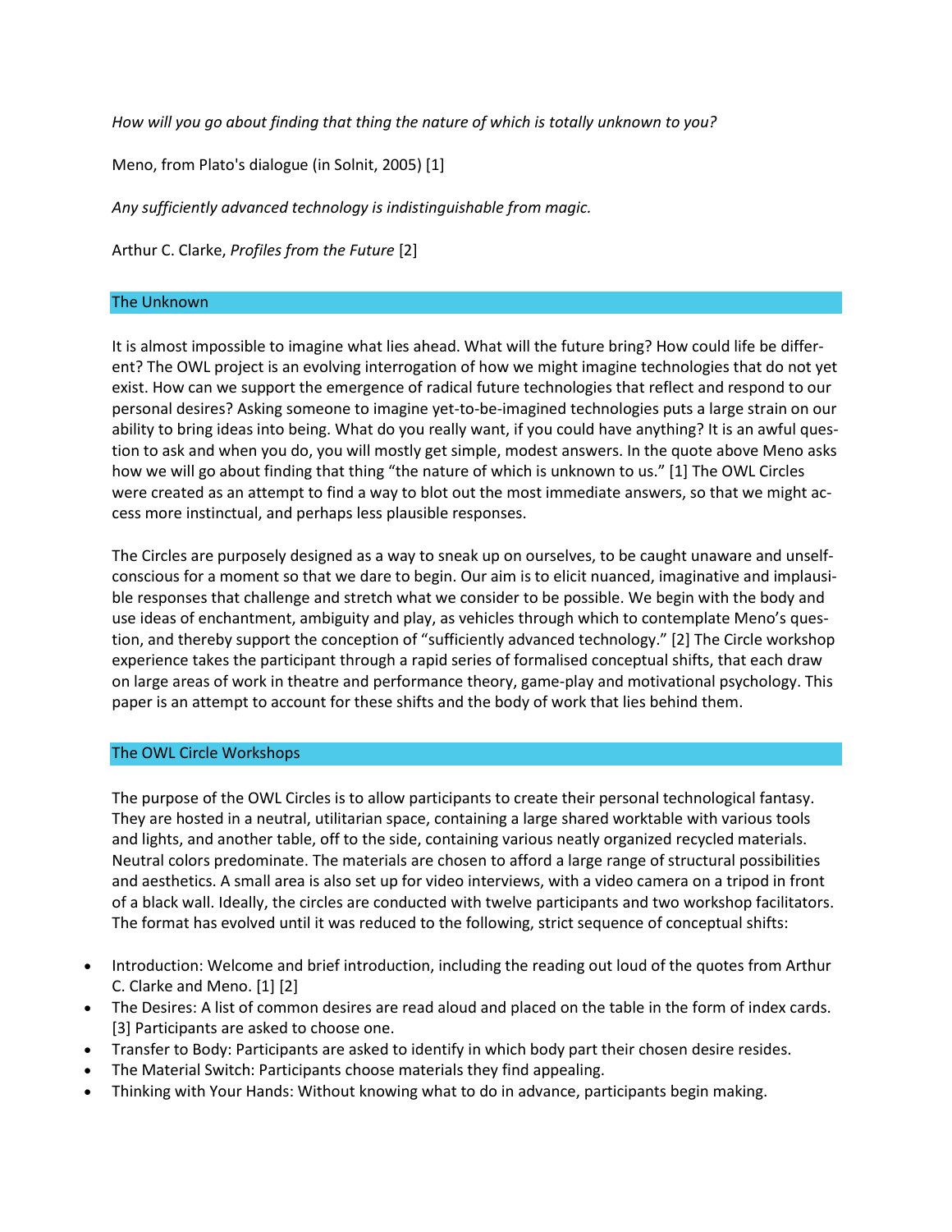*How will you go about finding that thing the nature of which is totally unknown to you?*

Meno, from Plato's dialogue (in Solnit, 2005) [1]

*Any sufficiently advanced technology is indistinguishable from magic.*

Arthur C. Clarke, *Profiles from the Future* [2]

## The Unknown

It is almost impossible to imagine what lies ahead. What will the future bring? How could life be different? The OWL project is an evolving interrogation of how we might imagine technologies that do not yet exist. How can we support the emergence of radical future technologies that reflect and respond to our personal desires? Asking someone to imagine yet-to-be-imagined technologies puts a large strain on our ability to bring ideas into being. What do you really want, if you could have anything? It is an awful question to ask and when you do, you will mostly get simple, modest answers. In the quote above Meno asks how we will go about finding that thing "the nature of which is unknown to us." [1] The OWL Circles were created as an attempt to find a way to blot out the most immediate answers, so that we might access more instinctual, and perhaps less plausible responses.

The Circles are purposely designed as a way to sneak up on ourselves, to be caught unaware and unselfconscious for a moment so that we dare to begin. Our aim is to elicit nuanced, imaginative and implausible responses that challenge and stretch what we consider to be possible. We begin with the body and use ideas of enchantment, ambiguity and play, as vehicles through which to contemplate Meno's question, and thereby support the conception of "sufficiently advanced technology." [2] The Circle workshop experience takes the participant through a rapid series of formalised conceptual shifts, that each draw on large areas of work in theatre and performance theory, game-play and motivational psychology. This paper is an attempt to account for these shifts and the body of work that lies behind them.

## The OWL Circle Workshops

The purpose of the OWL Circles is to allow participants to create their personal technological fantasy. They are hosted in a neutral, utilitarian space, containing a large shared worktable with various tools and lights, and another table, off to the side, containing various neatly organized recycled materials. Neutral colors predominate. The materials are chosen to afford a large range of structural possibilities and aesthetics. A small area is also set up for video interviews, with a video camera on a tripod in front of a black wall. Ideally, the circles are conducted with twelve participants and two workshop facilitators. The format has evolved until it was reduced to the following, strict sequence of conceptual shifts:

- Introduction: Welcome and brief introduction, including the reading out loud of the quotes from Arthur C. Clarke and Meno. [1] [2]
- The Desires: A list of common desires are read aloud and placed on the table in the form of index cards. [3] Participants are asked to choose one.
- Transfer to Body: Participants are asked to identify in which body part their chosen desire resides.
- The Material Switch: Participants choose materials they find appealing.
- Thinking with Your Hands: Without knowing what to do in advance, participants begin making.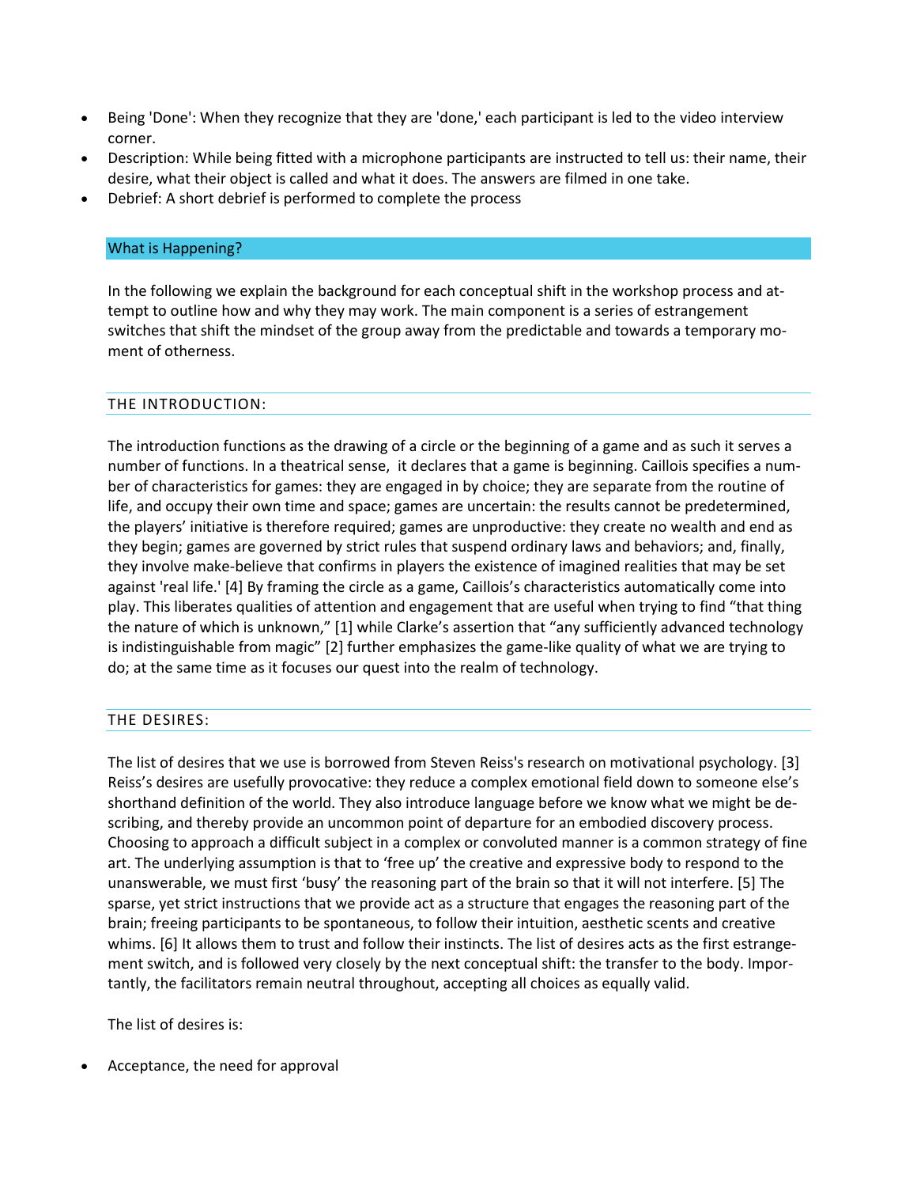- Being 'Done': When they recognize that they are 'done,' each participant is led to the video interview corner.
- Description: While being fitted with a microphone participants are instructed to tell us: their name, their desire, what their object is called and what it does. The answers are filmed in one take.
- Debrief: A short debrief is performed to complete the process

## What is Happening?

In the following we explain the background for each conceptual shift in the workshop process and attempt to outline how and why they may work. The main component is a series of estrangement switches that shift the mindset of the group away from the predictable and towards a temporary moment of otherness.

### THE INTRODUCTION:

The introduction functions as the drawing of a circle or the beginning of a game and as such it serves a number of functions. In a theatrical sense, it declares that a game is beginning. Caillois specifies a number of characteristics for games: they are engaged in by choice; they are separate from the routine of life, and occupy their own time and space; games are uncertain: the results cannot be predetermined, the players' initiative is therefore required; games are unproductive: they create no wealth and end as they begin; games are governed by strict rules that suspend ordinary laws and behaviors; and, finally, they involve make-believe that confirms in players the existence of imagined realities that may be set against 'real life.' [4] By framing the circle as a game, Caillois's characteristics automatically come into play. This liberates qualities of attention and engagement that are useful when trying to find "that thing the nature of which is unknown," [1] while Clarke's assertion that "any sufficiently advanced technology is indistinguishable from magic" [2] further emphasizes the game-like quality of what we are trying to do; at the same time as it focuses our quest into the realm of technology.

### THE DESIRES:

The list of desires that we use is borrowed from Steven Reiss's research on motivational psychology. [3] Reiss's desires are usefully provocative: they reduce a complex emotional field down to someone else's shorthand definition of the world. They also introduce language before we know what we might be describing, and thereby provide an uncommon point of departure for an embodied discovery process. Choosing to approach a difficult subject in a complex or convoluted manner is a common strategy of fine art. The underlying assumption is that to 'free up' the creative and expressive body to respond to the unanswerable, we must first 'busy' the reasoning part of the brain so that it will not interfere. [5] The sparse, yet strict instructions that we provide act as a structure that engages the reasoning part of the brain; freeing participants to be spontaneous, to follow their intuition, aesthetic scents and creative whims. [6] It allows them to trust and follow their instincts. The list of desires acts as the first estrangement switch, and is followed very closely by the next conceptual shift: the transfer to the body. Importantly, the facilitators remain neutral throughout, accepting all choices as equally valid.

The list of desires is:

- Acceptance, the need for approval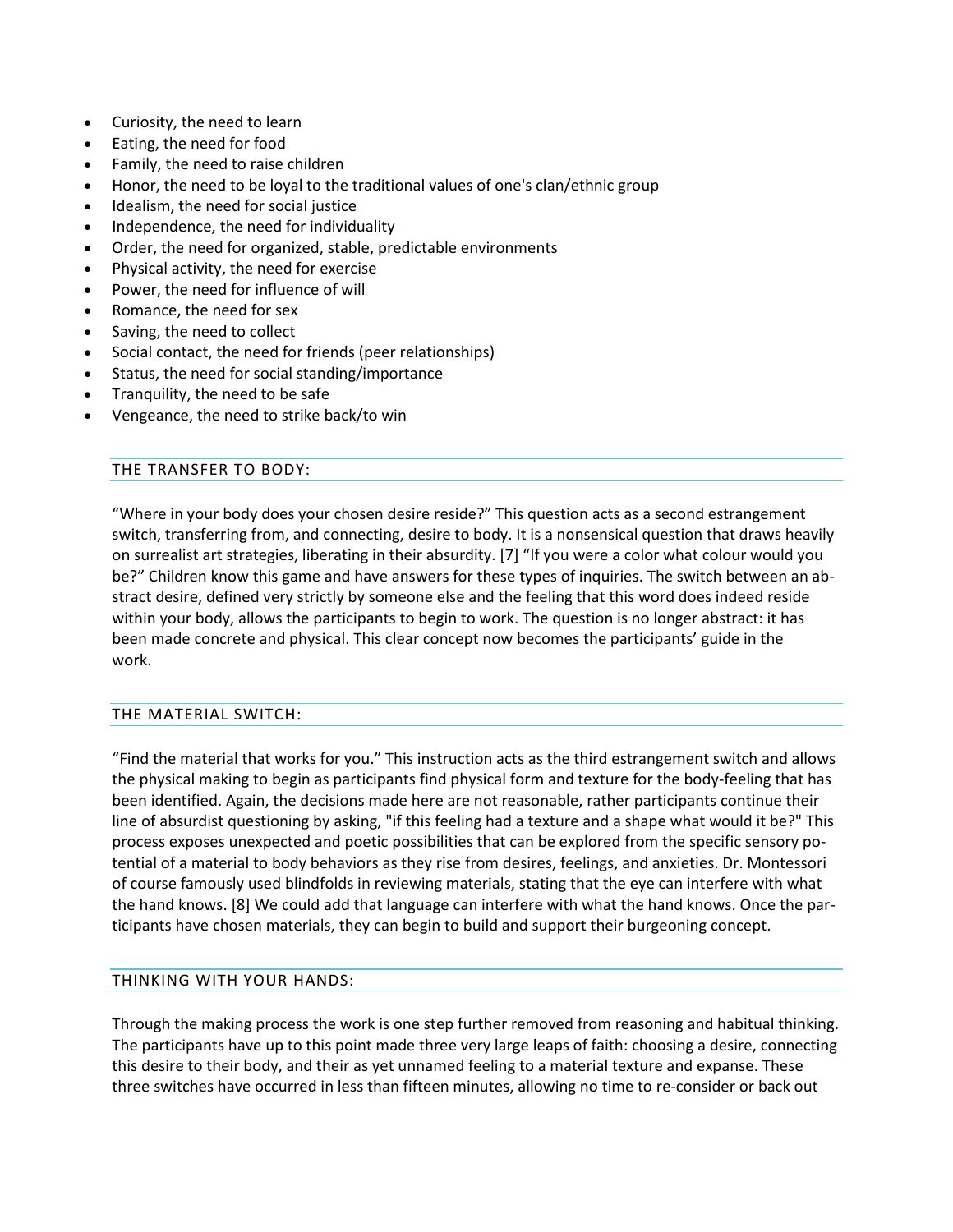- Curiosity, the need to learn
- Eating, the need for food
- Family, the need to raise children
- Honor, the need to be loyal to the traditional values of one's clan/ethnic group
- Idealism, the need for social justice
- Independence, the need for individuality
- Order, the need for organized, stable, predictable environments
- Physical activity, the need for exercise
- Power, the need for influence of will
- Romance, the need for sex
- Saving, the need to collect
- Social contact, the need for friends (peer relationships)
- Status, the need for social standing/importance
- Tranquility, the need to be safe
- Vengeance, the need to strike back/to win

## THE TRANSFER TO BODY:

"Where in your body does your chosen desire reside?" This question acts as a second estrangement switch, transferring from, and connecting, desire to body. It is a nonsensical question that draws heavily on surrealist art strategies, liberating in their absurdity. [7] "If you were a color what colour would you be?" Children know this game and have answers for these types of inquiries. The switch between an abstract desire, defined very strictly by someone else and the feeling that this word does indeed reside within your body, allows the participants to begin to work. The question is no longer abstract: it has been made concrete and physical. This clear concept now becomes the participants' guide in the work.

## THE MATERIAL SWITCH:

"Find the material that works for you." This instruction acts as the third estrangement switch and allows the physical making to begin as participants find physical form and texture for the body-feeling that has been identified. Again, the decisions made here are not reasonable, rather participants continue their line of absurdist questioning by asking, "if this feeling had a texture and a shape what would it be?" This process exposes unexpected and poetic possibilities that can be explored from the specific sensory potential of a material to body behaviors as they rise from desires, feelings, and anxieties. Dr. Montessori of course famously used blindfolds in reviewing materials, stating that the eye can interfere with what the hand knows. [8] We could add that language can interfere with what the hand knows. Once the participants have chosen materials, they can begin to build and support their burgeoning concept.

## THINKING WITH YOUR HANDS:

Through the making process the work is one step further removed from reasoning and habitual thinking. The participants have up to this point made three very large leaps of faith: choosing a desire, connecting this desire to their body, and their as yet unnamed feeling to a material texture and expanse. These three switches have occurred in less than fifteen minutes, allowing no time to re-consider or back out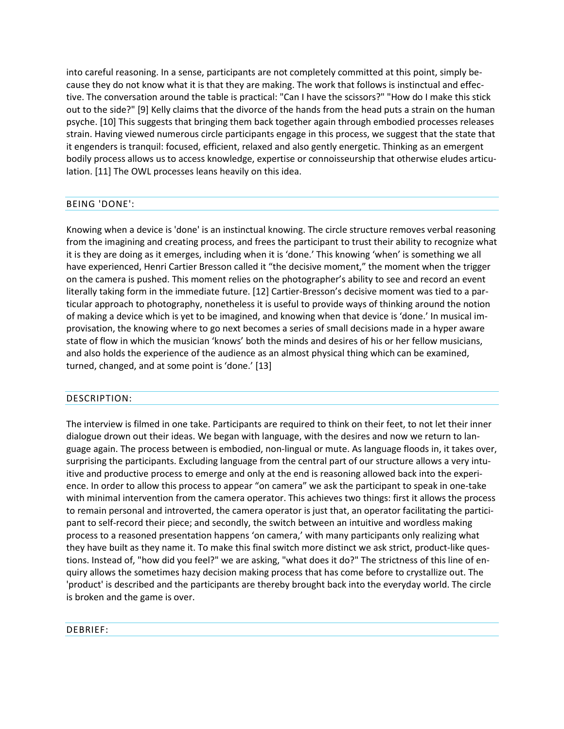into careful reasoning. In a sense, participants are not completely committed at this point, simply because they do not know what it is that they are making. The work that follows is instinctual and effective. The conversation around the table is practical: "Can I have the scissors?" "How do I make this stick out to the side?" [9] Kelly claims that the divorce of the hands from the head puts a strain on the human psyche. [10] This suggests that bringing them back together again through embodied processes releases strain. Having viewed numerous circle participants engage in this process, we suggest that the state that it engenders is tranquil: focused, efficient, relaxed and also gently energetic. Thinking as an emergent bodily process allows us to access knowledge, expertise or connoisseurship that otherwise eludes articulation. [11] The OWL processes leans heavily on this idea.

## BEING 'DONE':

Knowing when a device is 'done' is an instinctual knowing. The circle structure removes verbal reasoning from the imagining and creating process, and frees the participant to trust their ability to recognize what it is they are doing as it emerges, including when it is 'done.' This knowing 'when' is something we all have experienced, Henri Cartier Bresson called it "the decisive moment," the moment when the trigger on the camera is pushed. This moment relies on the photographer's ability to see and record an event literally taking form in the immediate future. [12] Cartier-Bresson's decisive moment was tied to a particular approach to photography, nonetheless it is useful to provide ways of thinking around the notion of making a device which is yet to be imagined, and knowing when that device is 'done.' In musical improvisation, the knowing where to go next becomes a series of small decisions made in a hyper aware state of flow in which the musician 'knows' both the minds and desires of his or her fellow musicians, and also holds the experience of the audience as an almost physical thing which can be examined, turned, changed, and at some point is 'done.' [13]

## DESCRIPTION:

The interview is filmed in one take. Participants are required to think on their feet, to not let their inner dialogue drown out their ideas. We began with language, with the desires and now we return to language again. The process between is embodied, non-lingual or mute. As language floods in, it takes over, surprising the participants. Excluding language from the central part of our structure allows a very intuitive and productive process to emerge and only at the end is reasoning allowed back into the experience. In order to allow this process to appear "on camera" we ask the participant to speak in one-take with minimal intervention from the camera operator. This achieves two things: first it allows the process to remain personal and introverted, the camera operator is just that, an operator facilitating the participant to self-record their piece; and secondly, the switch between an intuitive and wordless making process to a reasoned presentation happens 'on camera,' with many participants only realizing what they have built as they name it. To make this final switch more distinct we ask strict, product-like questions. Instead of, "how did you feel?" we are asking, "what does it do?" The strictness of this line of enquiry allows the sometimes hazy decision making process that has come before to crystallize out. The 'product' is described and the participants are thereby brought back into the everyday world. The circle is broken and the game is over.

## DEBRIEF: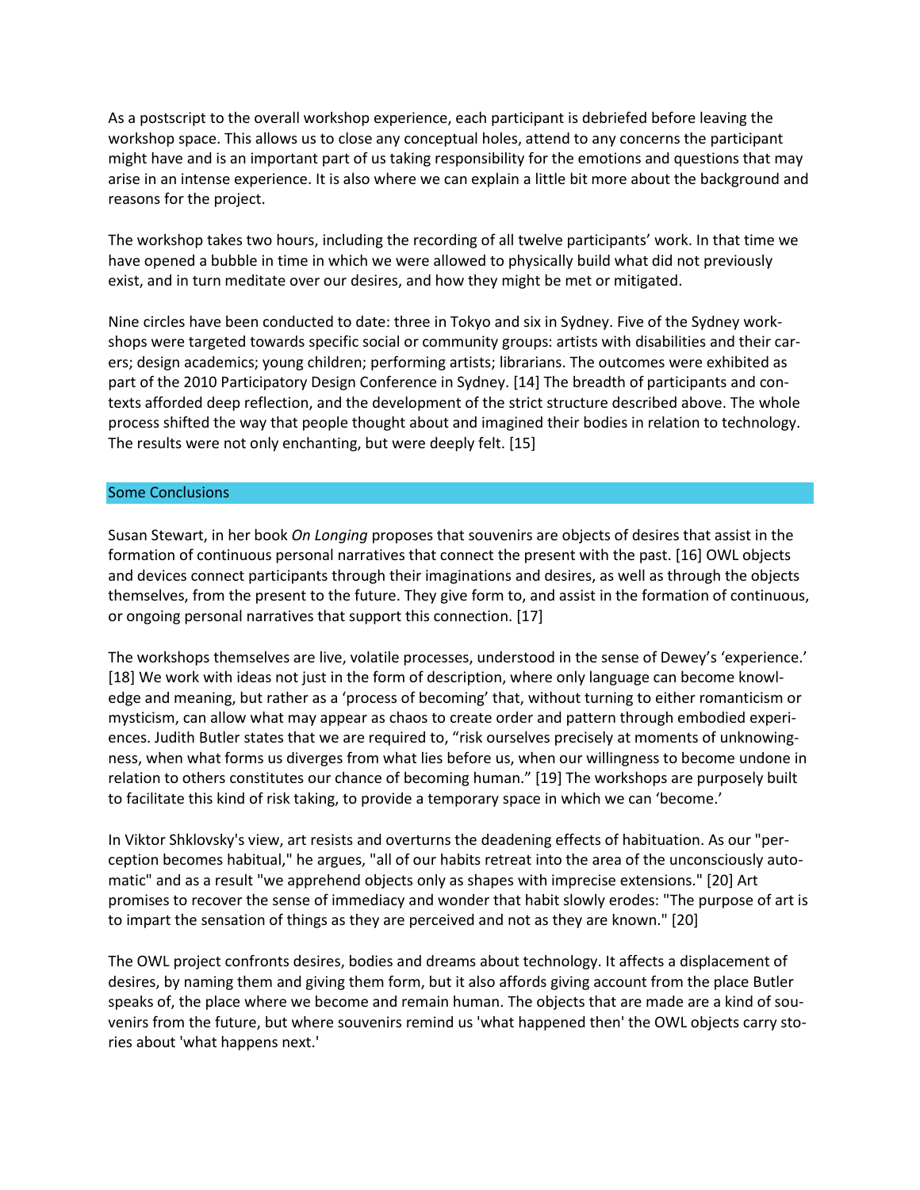As a postscript to the overall workshop experience, each participant is debriefed before leaving the workshop space. This allows us to close any conceptual holes, attend to any concerns the participant might have and is an important part of us taking responsibility for the emotions and questions that may arise in an intense experience. It is also where we can explain a little bit more about the background and reasons for the project.

The workshop takes two hours, including the recording of all twelve participants' work. In that time we have opened a bubble in time in which we were allowed to physically build what did not previously exist, and in turn meditate over our desires, and how they might be met or mitigated.

Nine circles have been conducted to date: three in Tokyo and six in Sydney. Five of the Sydney workshops were targeted towards specific social or community groups: artists with disabilities and their carers; design academics; young children; performing artists; librarians. The outcomes were exhibited as part of the 2010 Participatory Design Conference in Sydney. [14] The breadth of participants and contexts afforded deep reflection, and the development of the strict structure described above. The whole process shifted the way that people thought about and imagined their bodies in relation to technology. The results were not only enchanting, but were deeply felt. [15]

## Some Conclusions

Susan Stewart, in her book *On Longing* proposes that souvenirs are objects of desires that assist in the formation of continuous personal narratives that connect the present with the past. [16] OWL objects and devices connect participants through their imaginations and desires, as well as through the objects themselves, from the present to the future. They give form to, and assist in the formation of continuous, or ongoing personal narratives that support this connection. [17]

The workshops themselves are live, volatile processes, understood in the sense of Dewey's 'experience.' [18] We work with ideas not just in the form of description, where only language can become knowledge and meaning, but rather as a 'process of becoming' that, without turning to either romanticism or mysticism, can allow what may appear as chaos to create order and pattern through embodied experiences. Judith Butler states that we are required to, "risk ourselves precisely at moments of unknowingness, when what forms us diverges from what lies before us, when our willingness to become undone in relation to others constitutes our chance of becoming human." [19] The workshops are purposely built to facilitate this kind of risk taking, to provide a temporary space in which we can 'become.'

In Viktor Shklovsky's view, art resists and overturns the deadening effects of habituation. As our "perception becomes habitual," he argues, "all of our habits retreat into the area of the unconsciously automatic" and as a result "we apprehend objects only as shapes with imprecise extensions." [20] Art promises to recover the sense of immediacy and wonder that habit slowly erodes: "The purpose of art is to impart the sensation of things as they are perceived and not as they are known." [20]

The OWL project confronts desires, bodies and dreams about technology. It affects a displacement of desires, by naming them and giving them form, but it also affords giving account from the place Butler speaks of, the place where we become and remain human. The objects that are made are a kind of souvenirs from the future, but where souvenirs remind us 'what happened then' the OWL objects carry stories about 'what happens next.'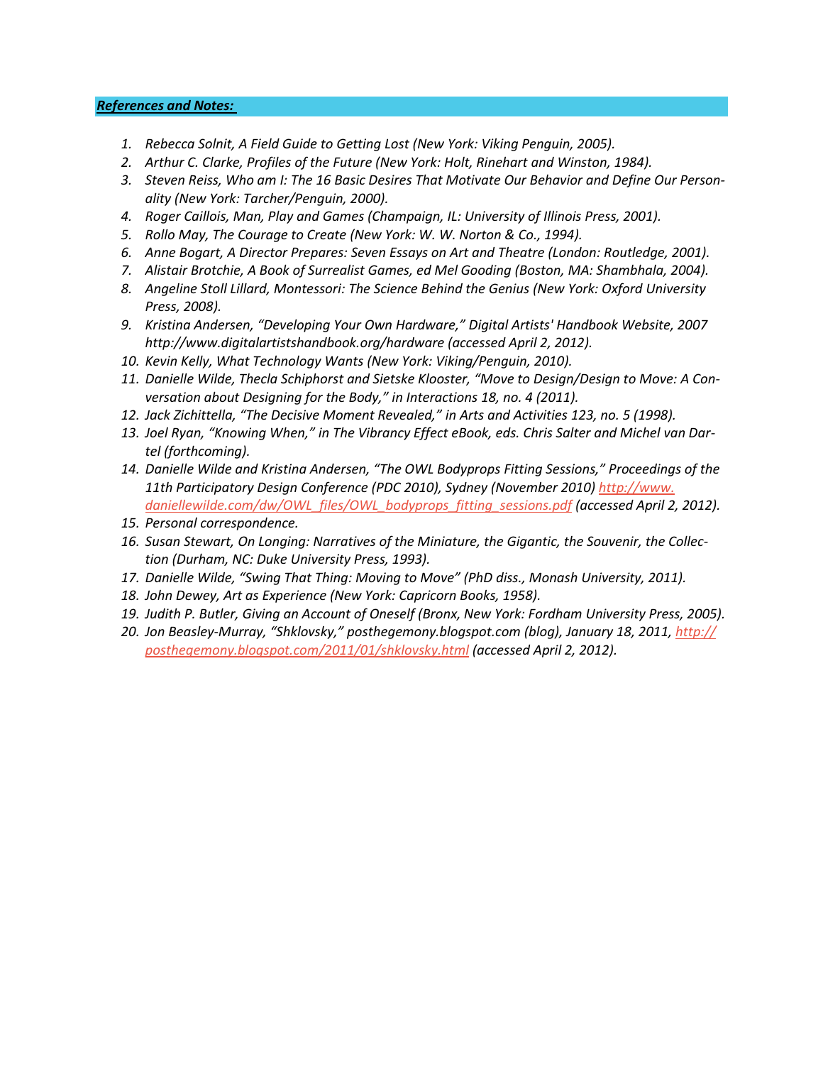***References and Notes:***

1. *Rebecca Solnit, A Field Guide to Getting Lost (New York: Viking Penguin, 2005).*
2. *Arthur C. Clarke, Profiles of the Future (New York: Holt, Rinehart and Winston, 1984).*
3. *Steven Reiss, Who am I: The 16 Basic Desires That Motivate Our Behavior and Define Our Personality (New York: Tarcher/Penguin, 2000).*
4. *Roger Caillois, Man, Play and Games (Champaign, IL: University of Illinois Press, 2001).*
5. *Rollo May, The Courage to Create (New York: W. W. Norton & Co., 1994).*
6. *Anne Bogart, A Director Prepares: Seven Essays on Art and Theatre (London: Routledge, 2001).*
7. *Alistair Brotchie, A Book of Surrealist Games, ed Mel Gooding (Boston, MA: Shambhala, 2004).*
8. *Angeline Stoll Lillard, Montessori: The Science Behind the Genius (New York: Oxford University Press, 2008).*
9. *Kristina Andersen, "Developing Your Own Hardware," Digital Artists' Handbook Website, 2007 http://www.digitalartistshandbook.org/hardware (accessed April 2, 2012).*
10. *Kevin Kelly, What Technology Wants (New York: Viking/Penguin, 2010).*
11. *Danielle Wilde, Thecla Schiphorst and Sietske Klooster, "Move to Design/Design to Move: A Conversation about Designing for the Body," in Interactions 18, no. 4 (2011).*
12. *Jack Zichittella, "The Decisive Moment Revealed," in Arts and Activities 123, no. 5 (1998).*
13. *Joel Ryan, "Knowing When," in The Vibrancy Effect eBook, eds. Chris Salter and Michel van Dartel (forthcoming).*
14. *Danielle Wilde and Kristina Andersen, "The OWL Bodyprops Fitting Sessions," Proceedings of the 11th Participatory Design Conference (PDC 2010), Sydney (November 2010) http://www.daniellewilde.com/dw/OWL_files/OWL_bodyprops_fitting_sessions.pdf (accessed April 2, 2012).*
15. *Personal correspondence.*
16. *Susan Stewart, On Longing: Narratives of the Miniature, the Gigantic, the Souvenir, the Collection (Durham, NC: Duke University Press, 1993).*
17. *Danielle Wilde, "Swing That Thing: Moving to Move" (PhD diss., Monash University, 2011).*
18. *John Dewey, Art as Experience (New York: Capricorn Books, 1958).*
19. *Judith P. Butler, Giving an Account of Oneself (Bronx, New York: Fordham University Press, 2005).*
20. *Jon Beasley-Murray, "Shklovsky," posthegemony.blogspot.com (blog), January 18, 2011, http://posthegemony.blogspot.com/2011/01/shklovsky.html (accessed April 2, 2012).*